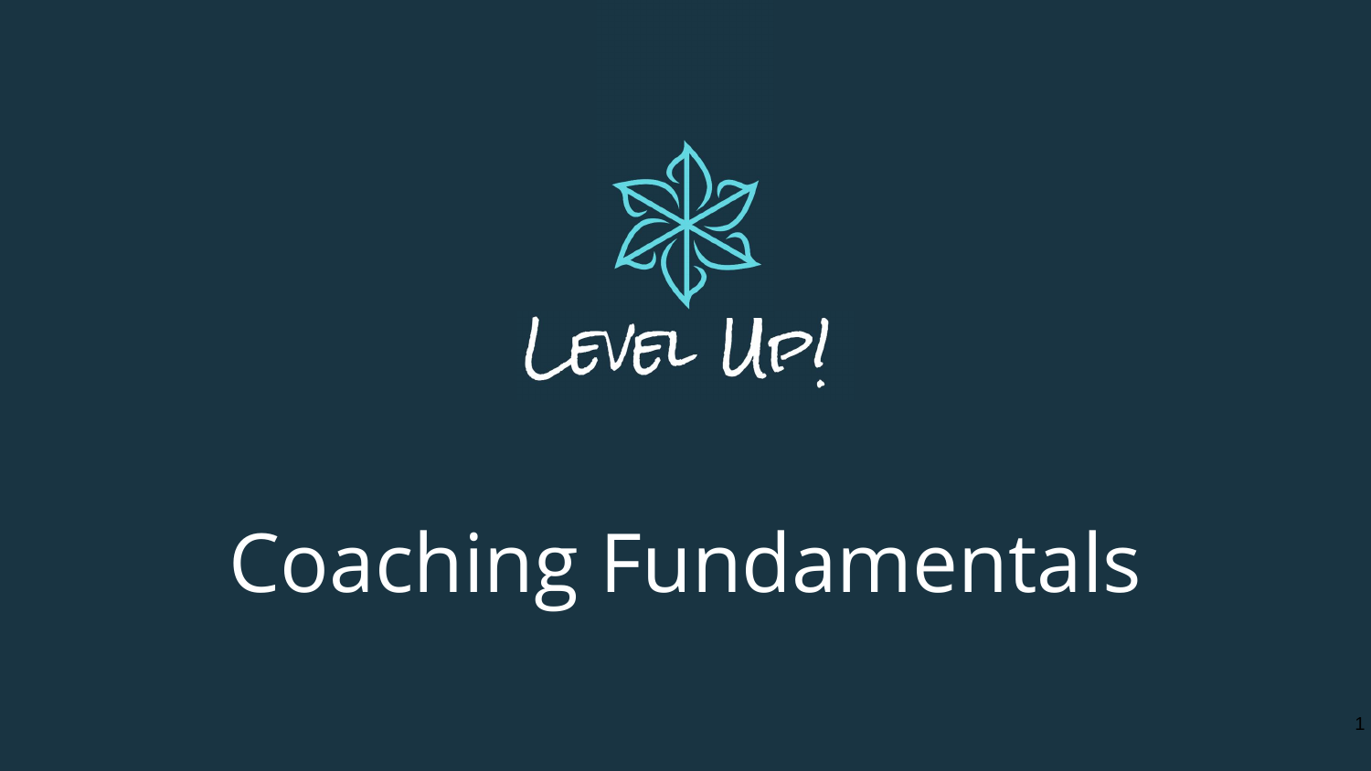Level Up!

# Coaching Fundamentals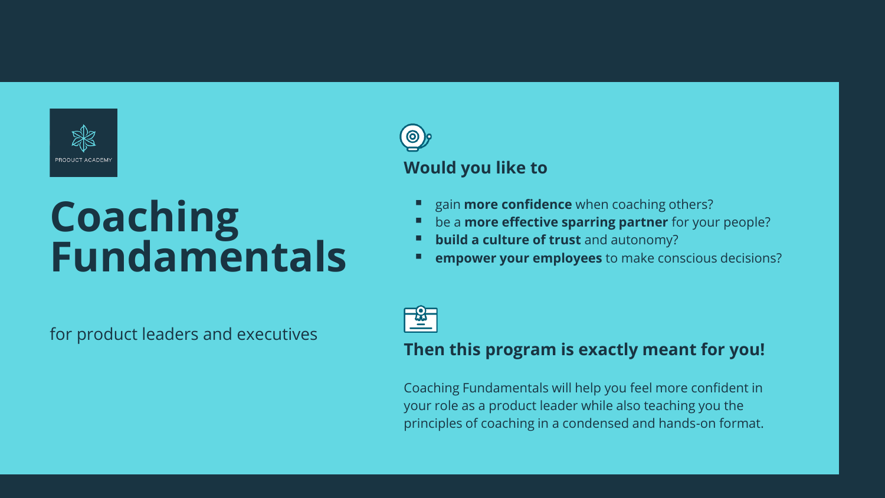PRODUCT ACADEMY

# Coaching Fundamentals

for product leaders and executives

## Would you like to

- gain **more confidence** when coaching others?
- be a **more effective sparring partner** for your people?
- **build a culture of trust** and autonomy?
- **empower your employees** to make conscious decisions?

## Then this program is exactly meant for you!

Coaching Fundamentals will help you feel more confident in your role as a product leader while also teaching you the principles of coaching in a condensed and hands-on format.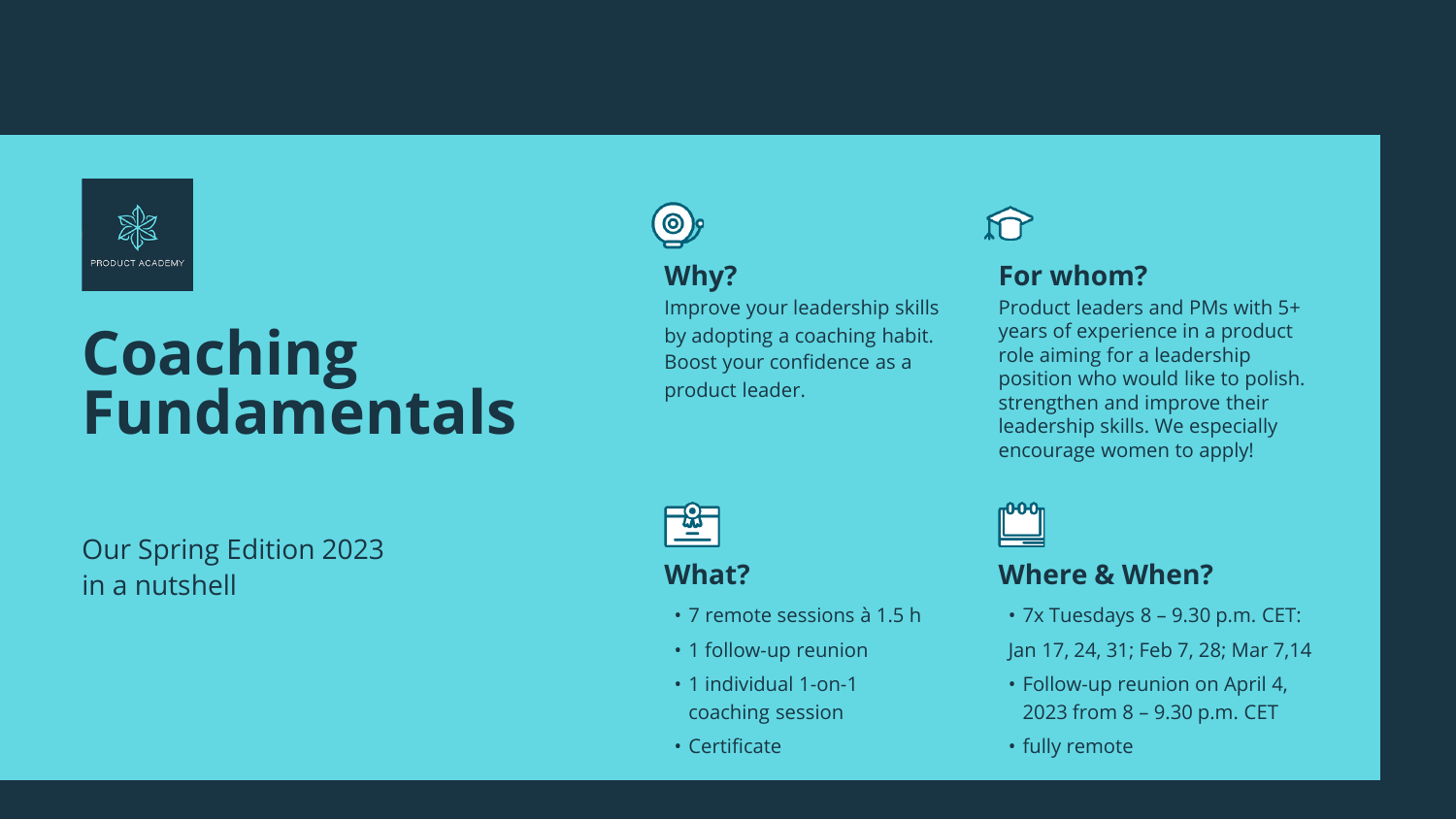PRODUCT ACADEMY

# Coaching Fundamentals

Our Spring Edition 2023
in a nutshell

## Why?

Improve your leadership skills by adopting a coaching habit. Boost your confidence as a product leader.

## For whom?

Product leaders and PMs with 5+ years of experience in a product role aiming for a leadership position who would like to polish. strengthen and improve their leadership skills. We especially encourage women to apply!

## What?

- 7 remote sessions à 1.5 h
- 1 follow-up reunion
- 1 individual 1-on-1 coaching session
- Certificate

## Where & When?

- 7x Tuesdays 8 – 9.30 p.m. CET:

Jan 17, 24, 31; Feb 7, 28; Mar 7,14

- Follow-up reunion on April 4, 2023 from 8 – 9.30 p.m. CET
- fully remote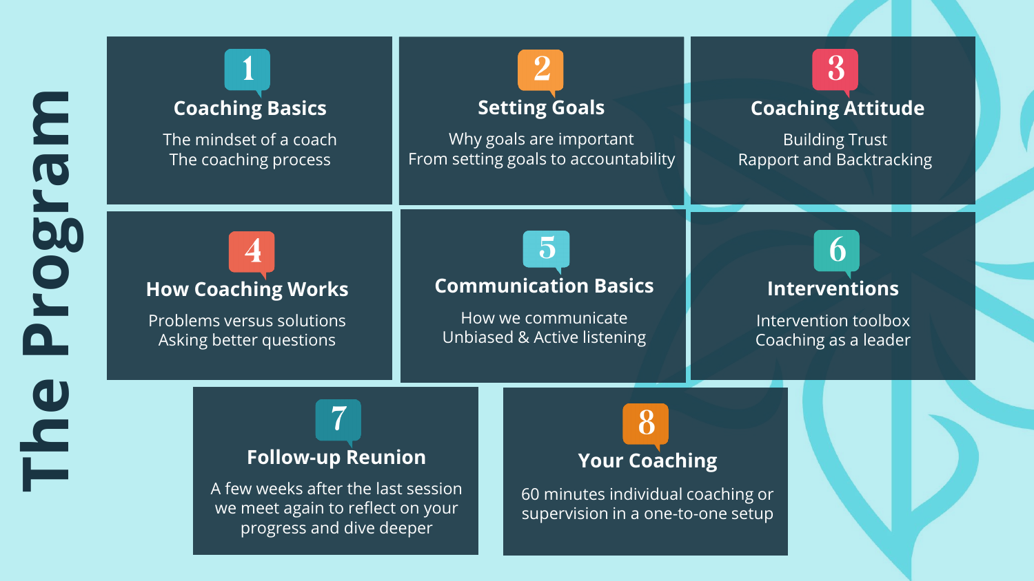# The Program

### 1 Coaching Basics

The mindset of a coach
The coaching process

### 2 Setting Goals

Why goals are important
From setting goals to accountability

### 3 Coaching Attitude

Building Trust
Rapport and Backtracking

### 4 How Coaching Works

Problems versus solutions
Asking better questions

### 5 Communication Basics

How we communicate
Unbiased & Active listening

### 6 Interventions

Intervention toolbox
Coaching as a leader

### 7 Follow-up Reunion

A few weeks after the last session we meet again to reflect on your progress and dive deeper

### 8 Your Coaching

60 minutes individual coaching or supervision in a one-to-one setup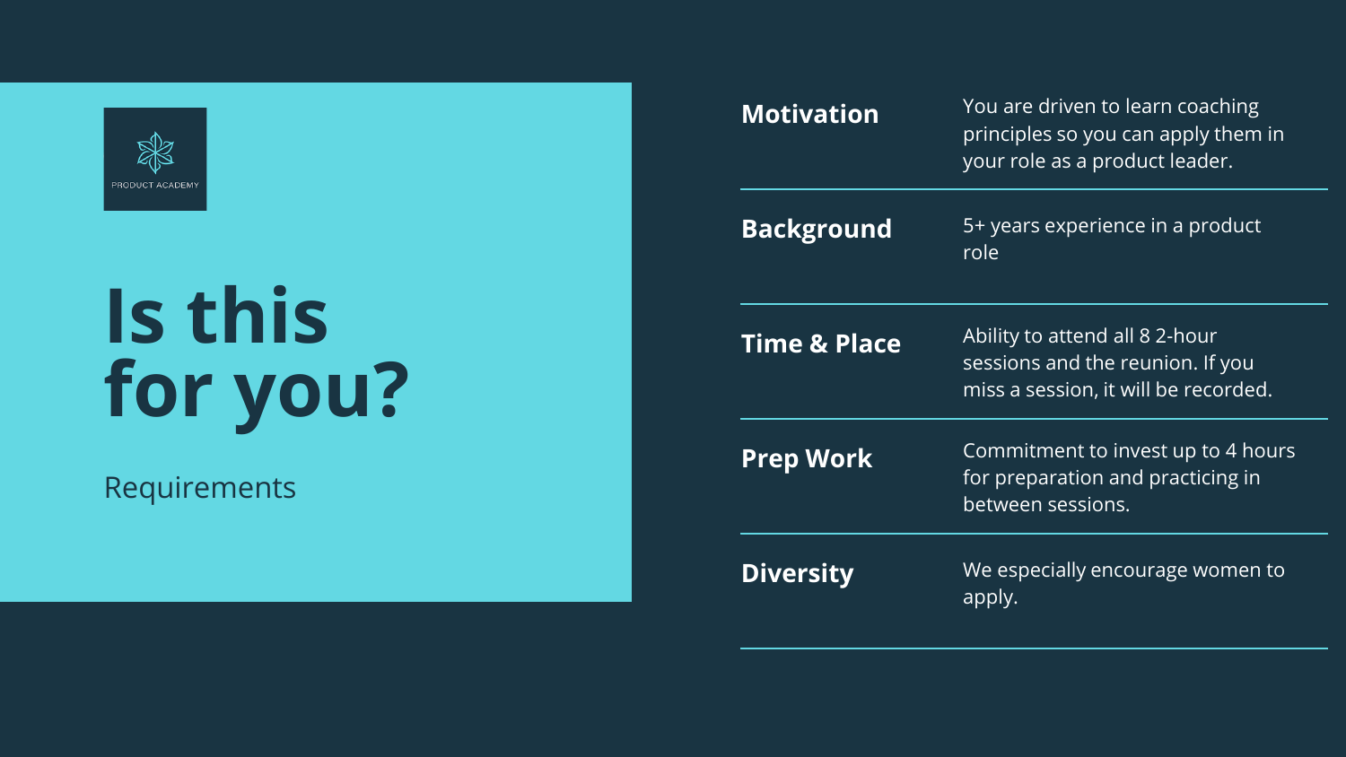PRODUCT ACADEMY

# Is this for you?

Requirements

| | |
|---|---|
| **Motivation** | You are driven to learn coaching principles so you can apply them in your role as a product leader. |
| **Background** | 5+ years experience in a product role |
| **Time & Place** | Ability to attend all 8 2-hour sessions and the reunion. If you miss a session, it will be recorded. |
| **Prep Work** | Commitment to invest up to 4 hours for preparation and practicing in between sessions. |
| **Diversity** | We especially encourage women to apply. |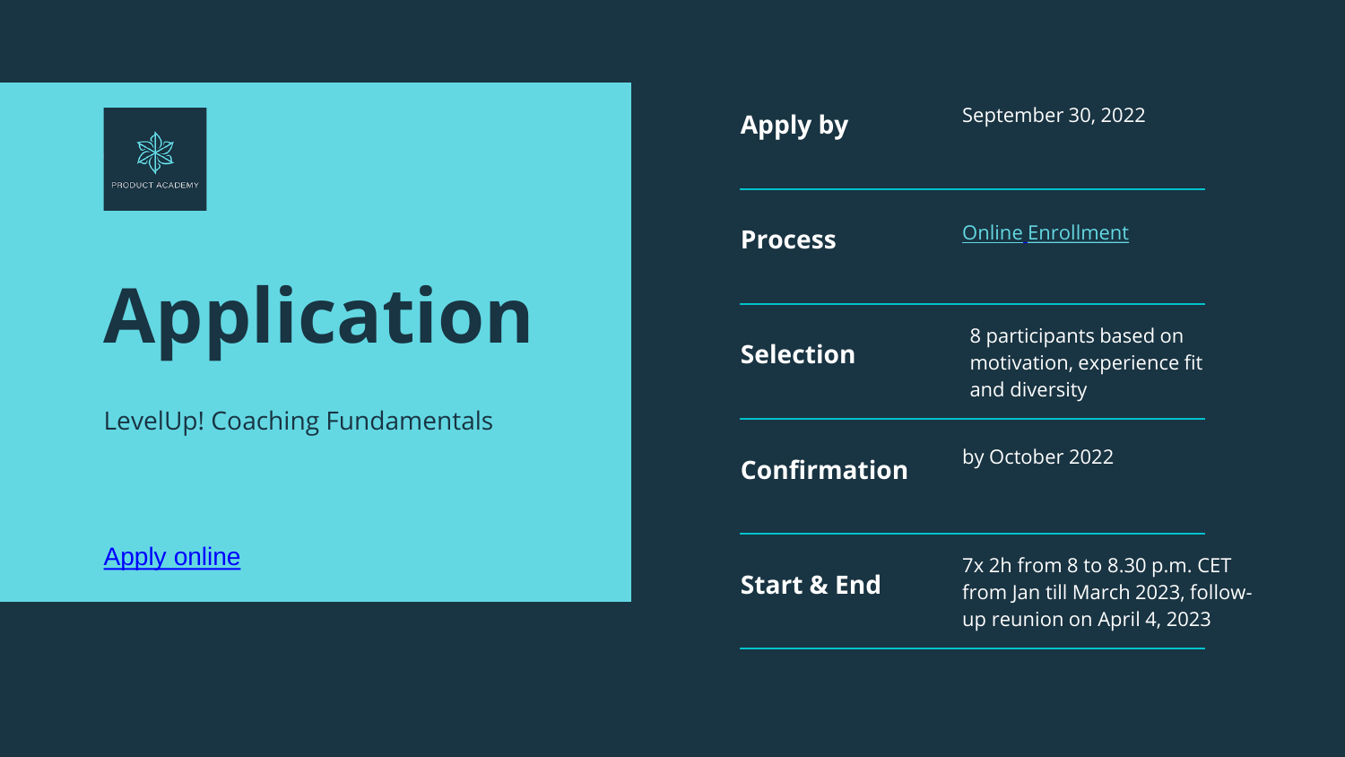PRODUCT ACADEMY

# Application

LevelUp! Coaching Fundamentals

Apply online

| | |
|---|---|
| **Apply by** | September 30, 2022 |
| **Process** | Online Enrollment |
| **Selection** | 8 participants based on motivation, experience fit and diversity |
| **Confirmation** | by October 2022 |
| **Start & End** | 7x 2h from 8 to 8.30 p.m. CET from Jan till March 2023, follow-up reunion on April 4, 2023 |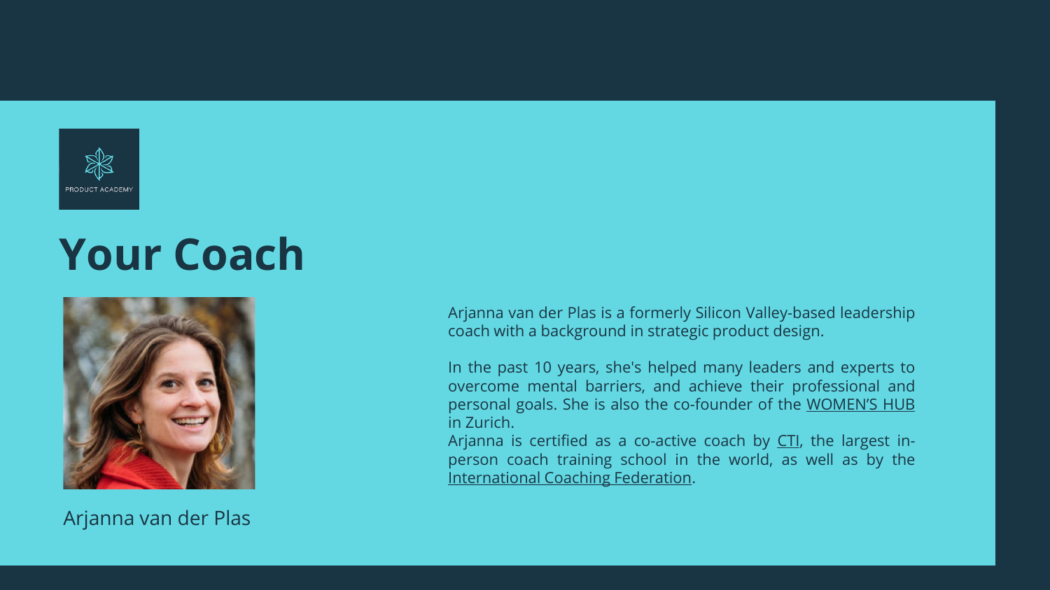PRODUCT ACADEMY

# Your Coach

Arjanna van der Plas

Arjanna van der Plas is a formerly Silicon Valley-based leadership coach with a background in strategic product design.

In the past 10 years, she's helped many leaders and experts to overcome mental barriers, and achieve their professional and personal goals. She is also the co-founder of the WOMEN'S HUB in Zurich.

Arjanna is certified as a co-active coach by CTI, the largest in-person coach training school in the world, as well as by the International Coaching Federation.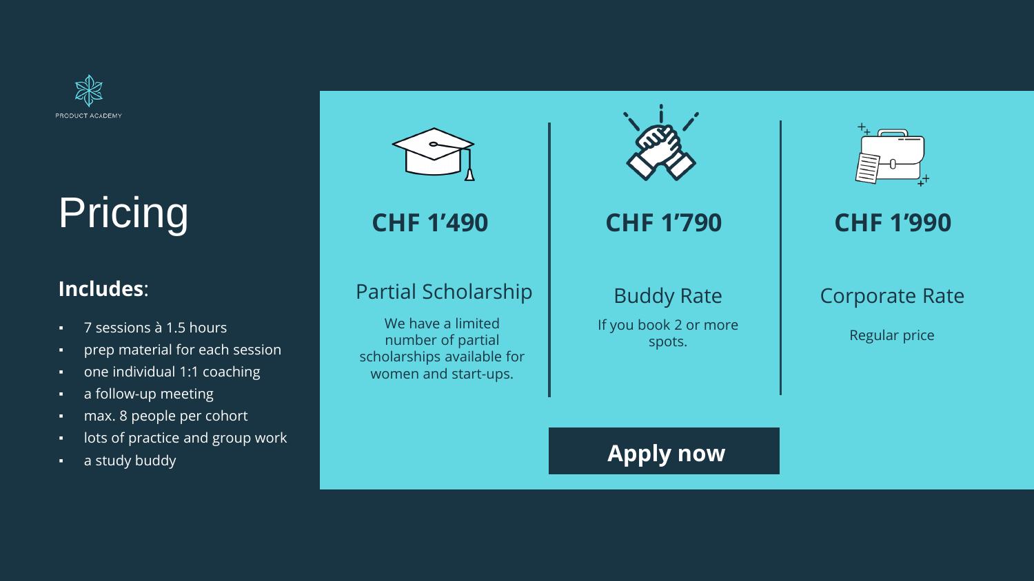PRODUCT ACADEMY

# Pricing

**Includes**:

- 7 sessions à 1.5 hours
- prep material for each session
- one individual 1:1 coaching
- a follow-up meeting
- max. 8 people per cohort
- lots of practice and group work
- a study buddy

## CHF 1'490

### Partial Scholarship

We have a limited number of partial scholarships available for women and start-ups.

## CHF 1'790

### Buddy Rate

If you book 2 or more spots.

## CHF 1'990

### Corporate Rate

Regular price

**Apply now**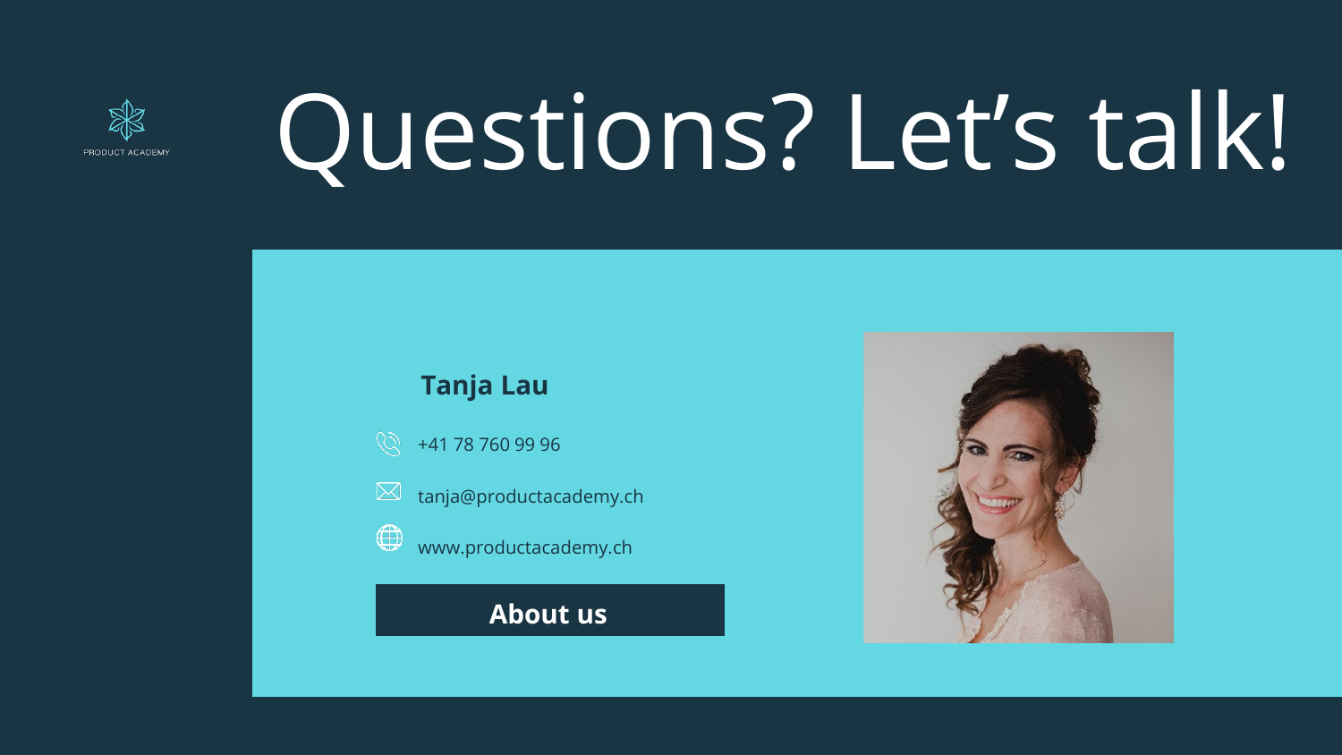PRODUCT ACADEMY

# Questions? Let's talk!

**Tanja Lau**

+41 78 760 99 96

tanja@productacademy.ch

www.productacademy.ch

**About us**